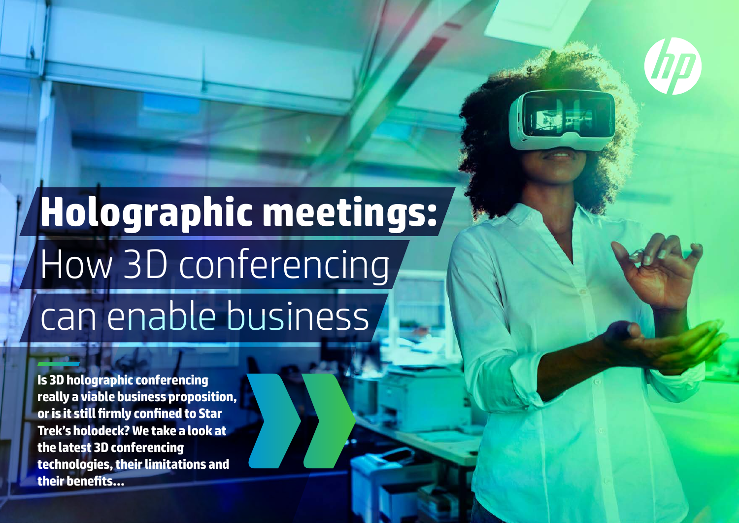# Holographic meetings: How 3D conferencing can enable business

**Is 3D holographic conferencing really a viable business proposition, or is it still firmly confined to Star Trek's holodeck? We take a look at the latest 3D conferencing technologies, their limitations and their benefits...**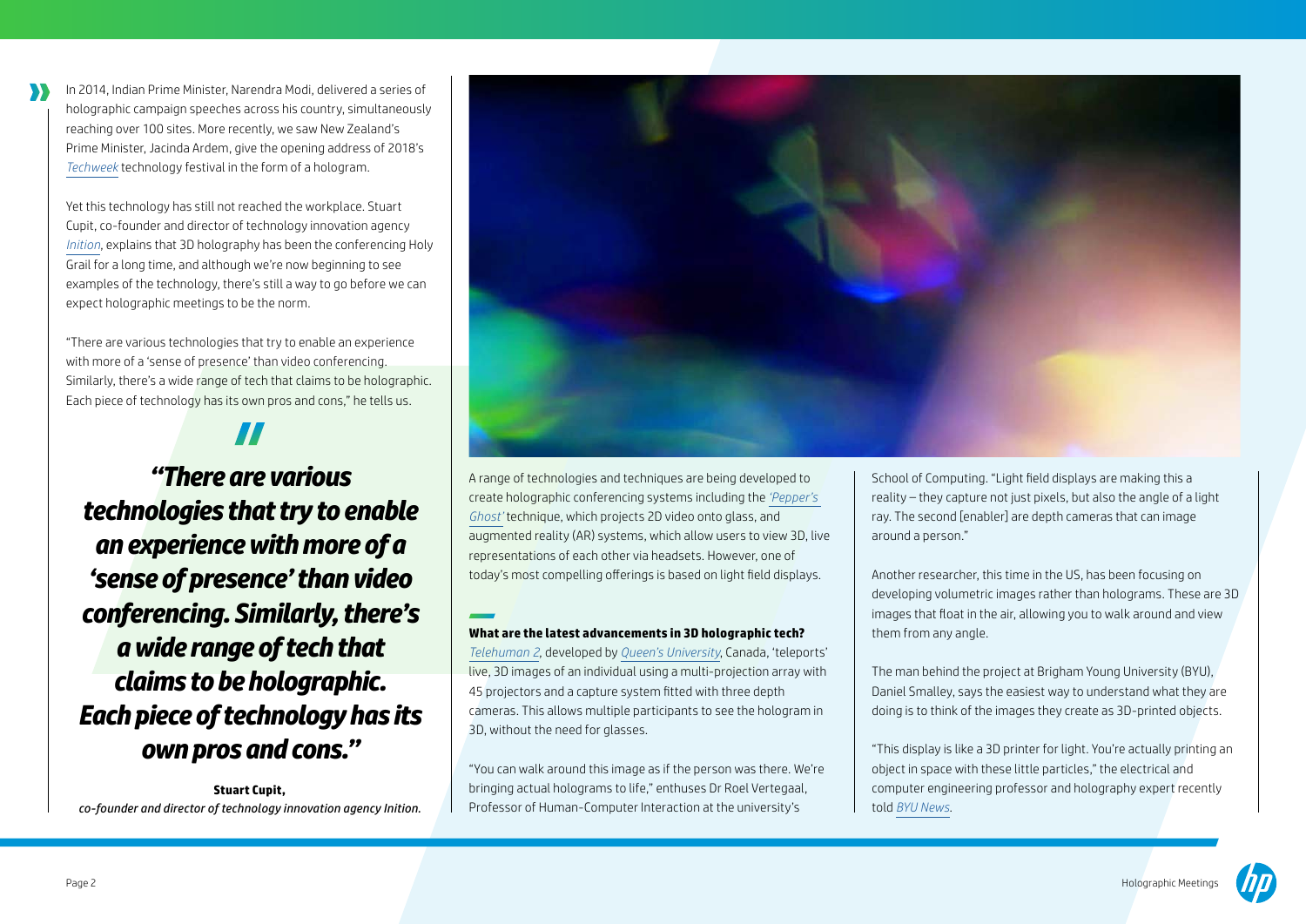In 2014, Indian Prime Minister, Narendra Modi, delivered a series of holographic campaign speeches across his country, simultaneously reaching over 100 sites. More recently, we saw New Zealand's Prime Minister, Jacinda Ardem, give the opening address of 2018's *Techweek* technology festival in the form of a hologram.

Yet this technology has still not reached the workplace. Stuart Cupit, co-founder and director of technology innovation agency *Inition*, explains that 3D holography has been the conferencing Holy Grail for a long time, and although we're now beginning to see examples of the technology, there's still a way to go before we can expect holographic meetings to be the norm.

"There are various technologies that try to enable an experience with more of a 'sense of presence' than video conferencing. Similarly, there's a wide range of tech that claims to be holographic. Each piece of technology has its own pros and cons," he tells us.

> ***"There are various technologies that try to enable an experience with more of a 'sense of presence' than video conferencing. Similarly, there's a wide range of tech that claims to be holographic. Each piece of technology has its own pros and cons."***
>
> **Stuart Cupit,**
> *co-founder and director of technology innovation agency Inition.*

A range of technologies and techniques are being developed to create holographic conferencing systems including the *'Pepper's Ghost'* technique, which projects 2D video onto glass, and augmented reality (AR) systems, which allow users to view 3D, live representations of each other via headsets. However, one of today's most compelling offerings is based on light field displays.

### What are the latest advancements in 3D holographic tech?

*Telehuman 2*, developed by *Queen's University*, Canada, 'teleports' live, 3D images of an individual using a multi-projection array with 45 projectors and a capture system fitted with three depth cameras. This allows multiple participants to see the hologram in 3D, without the need for glasses.

"You can walk around this image as if the person was there. We're bringing actual holograms to life," enthuses Dr Roel Vertegaal, Professor of Human-Computer Interaction at the university's School of Computing. "Light field displays are making this a reality – they capture not just pixels, but also the angle of a light ray. The second [enabler] are depth cameras that can image around a person."

Another researcher, this time in the US, has been focusing on developing volumetric images rather than holograms. These are 3D images that float in the air, allowing you to walk around and view them from any angle.

The man behind the project at Brigham Young University (BYU), Daniel Smalley, says the easiest way to understand what they are doing is to think of the images they create as 3D-printed objects.

"This display is like a 3D printer for light. You're actually printing an object in space with these little particles," the electrical and computer engineering professor and holography expert recently told *BYU News*.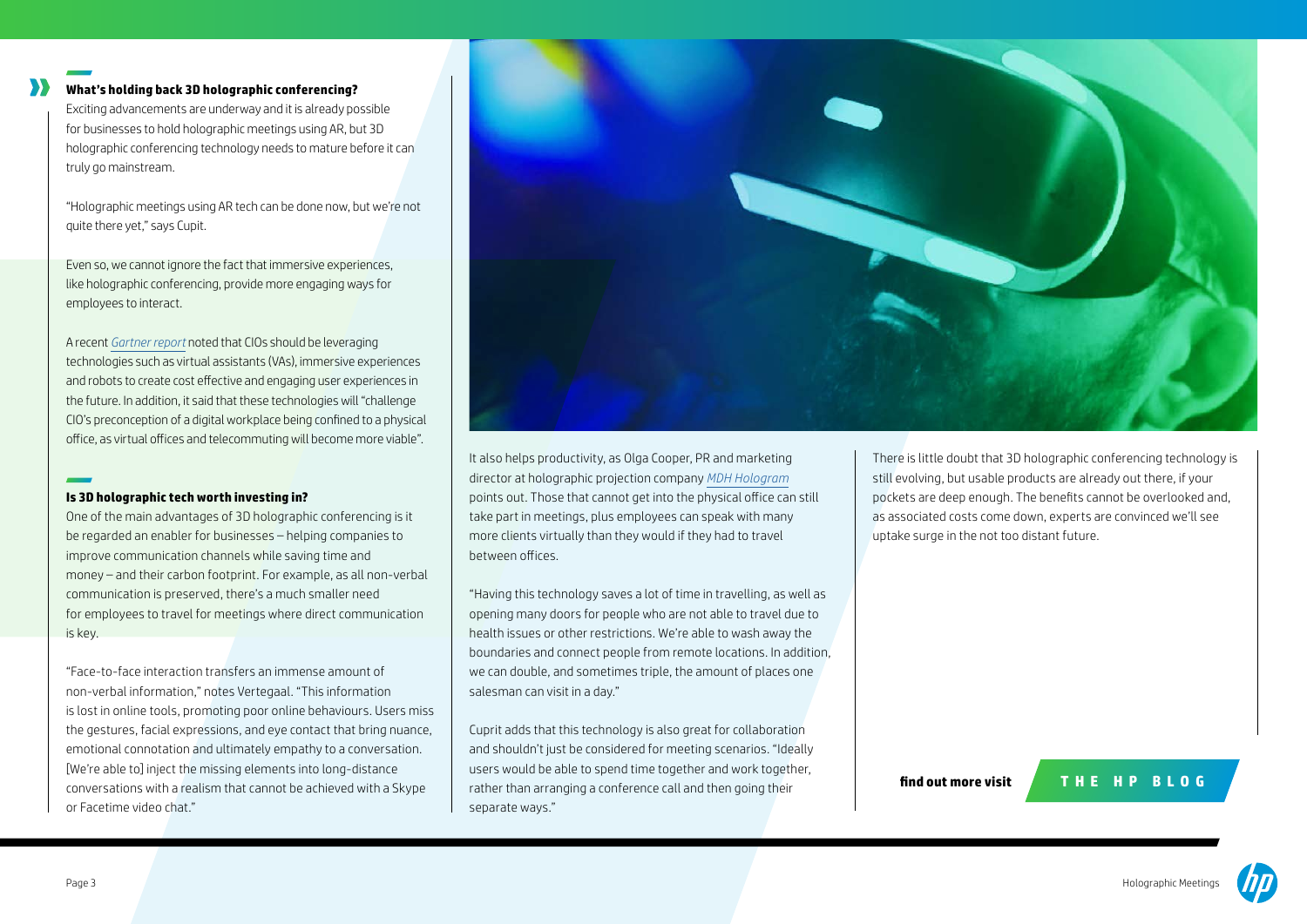### What's holding back 3D holographic conferencing?

Exciting advancements are underway and it is already possible for businesses to hold holographic meetings using AR, but 3D holographic conferencing technology needs to mature before it can truly go mainstream.

"Holographic meetings using AR tech can be done now, but we're not quite there yet," says Cupit.

Even so, we cannot ignore the fact that immersive experiences, like holographic conferencing, provide more engaging ways for employees to interact.

A recent *Gartner report* noted that CIOs should be leveraging technologies such as virtual assistants (VAs), immersive experiences and robots to create cost effective and engaging user experiences in the future. In addition, it said that these technologies will "challenge CIO's preconception of a digital workplace being confined to a physical office, as virtual offices and telecommuting will become more viable".

### Is 3D holographic tech worth investing in?

One of the main advantages of 3D holographic conferencing is it be regarded an enabler for businesses – helping companies to improve communication channels while saving time and money – and their carbon footprint. For example, as all non-verbal communication is preserved, there's a much smaller need for employees to travel for meetings where direct communication is key.

"Face-to-face interaction transfers an immense amount of non-verbal information," notes Vertegaal. "This information is lost in online tools, promoting poor online behaviours. Users miss the gestures, facial expressions, and eye contact that bring nuance, emotional connotation and ultimately empathy to a conversation. [We're able to] inject the missing elements into long-distance conversations with a realism that cannot be achieved with a Skype or Facetime video chat."

It also helps productivity, as Olga Cooper, PR and marketing director at holographic projection company *MDH Hologram* points out. Those that cannot get into the physical office can still take part in meetings, plus employees can speak with many more clients virtually than they would if they had to travel between offices.

"Having this technology saves a lot of time in travelling, as well as opening many doors for people who are not able to travel due to health issues or other restrictions. We're able to wash away the boundaries and connect people from remote locations. In addition, we can double, and sometimes triple, the amount of places one salesman can visit in a day."

Cuprit adds that this technology is also great for collaboration and shouldn't just be considered for meeting scenarios. "Ideally users would be able to spend time together and work together, rather than arranging a conference call and then going their separate ways."

There is little doubt that 3D holographic conferencing technology is still evolving, but usable products are already out there, if your pockets are deep enough. The benefits cannot be overlooked and, as associated costs come down, experts are convinced we'll see uptake surge in the not too distant future.

**find out more visit** **THE HP BLOG**